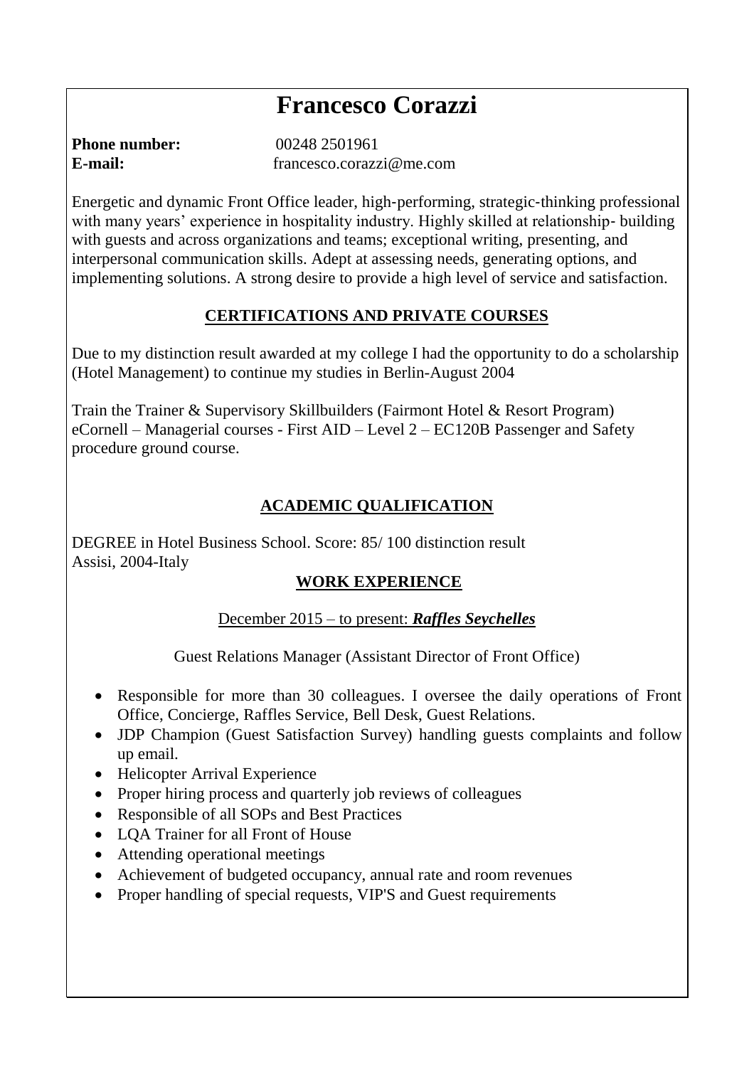# Francesco Corazzi

**Phone number:** 00248 2501961
**E-mail:** francesco.corazzi@me.com

Energetic and dynamic Front Office leader, high-performing, strategic-thinking professional with many years' experience in hospitality industry. Highly skilled at relationship- building with guests and across organizations and teams; exceptional writing, presenting, and interpersonal communication skills. Adept at assessing needs, generating options, and implementing solutions. A strong desire to provide a high level of service and satisfaction.

## CERTIFICATIONS AND PRIVATE COURSES

Due to my distinction result awarded at my college I had the opportunity to do a scholarship (Hotel Management) to continue my studies in Berlin-August 2004

Train the Trainer & Supervisory Skillbuilders (Fairmont Hotel & Resort Program) eCornell – Managerial courses - First AID – Level 2 – EC120B Passenger and Safety procedure ground course.

## ACADEMIC QUALIFICATION

DEGREE in Hotel Business School. Score: 85/ 100 distinction result
Assisi, 2004-Italy

## WORK EXPERIENCE

December 2015 – to present: ***Raffles Seychelles***

Guest Relations Manager (Assistant Director of Front Office)

- Responsible for more than 30 colleagues. I oversee the daily operations of Front Office, Concierge, Raffles Service, Bell Desk, Guest Relations.
- JDP Champion (Guest Satisfaction Survey) handling guests complaints and follow up email.
- Helicopter Arrival Experience
- Proper hiring process and quarterly job reviews of colleagues
- Responsible of all SOPs and Best Practices
- LQA Trainer for all Front of House
- Attending operational meetings
- Achievement of budgeted occupancy, annual rate and room revenues
- Proper handling of special requests, VIP'S and Guest requirements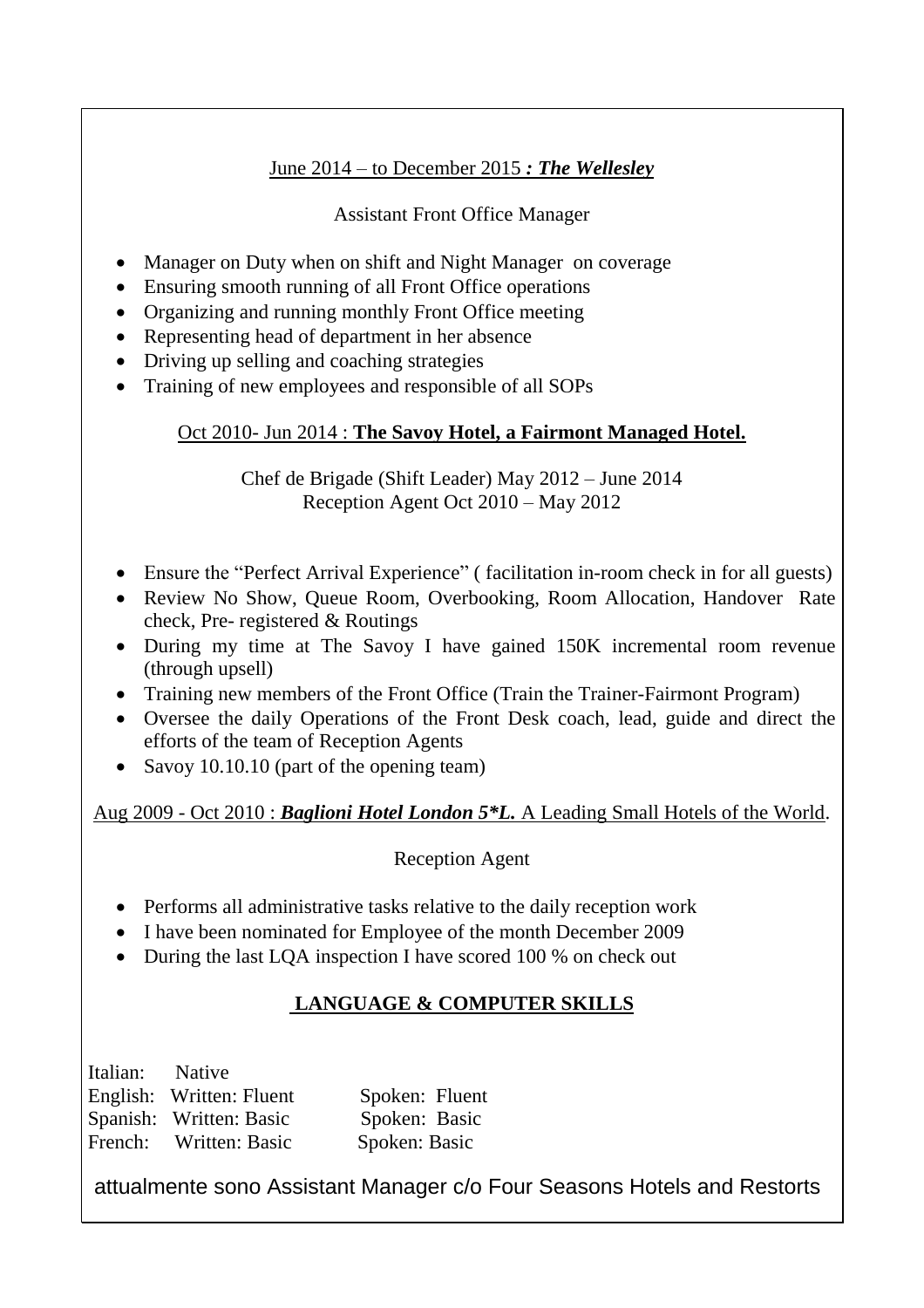June 2014 – to December 2015 ***: The Wellesley***

Assistant Front Office Manager

- Manager on Duty when on shift and Night Manager on coverage
- Ensuring smooth running of all Front Office operations
- Organizing and running monthly Front Office meeting
- Representing head of department in her absence
- Driving up selling and coaching strategies
- Training of new employees and responsible of all SOPs

Oct 2010- Jun 2014 : **The Savoy Hotel, a Fairmont Managed Hotel.**

Chef de Brigade (Shift Leader) May 2012 – June 2014
Reception Agent Oct 2010 – May 2012

- Ensure the "Perfect Arrival Experience" ( facilitation in-room check in for all guests)
- Review No Show, Queue Room, Overbooking, Room Allocation, Handover Rate check, Pre- registered & Routings
- During my time at The Savoy I have gained 150K incremental room revenue (through upsell)
- Training new members of the Front Office (Train the Trainer-Fairmont Program)
- Oversee the daily Operations of the Front Desk coach, lead, guide and direct the efforts of the team of Reception Agents
- Savoy 10.10.10 (part of the opening team)

Aug 2009 - Oct 2010 : ***Baglioni Hotel London 5*L.*** A Leading Small Hotels of the World.

Reception Agent

- Performs all administrative tasks relative to the daily reception work
- I have been nominated for Employee of the month December 2009
- During the last LQA inspection I have scored 100 % on check out

## LANGUAGE & COMPUTER SKILLS

Italian: Native
English: Written: Fluent Spoken: Fluent
Spanish: Written: Basic Spoken: Basic
French: Written: Basic Spoken: Basic

attualmente sono Assistant Manager c/o Four Seasons Hotels and Restorts